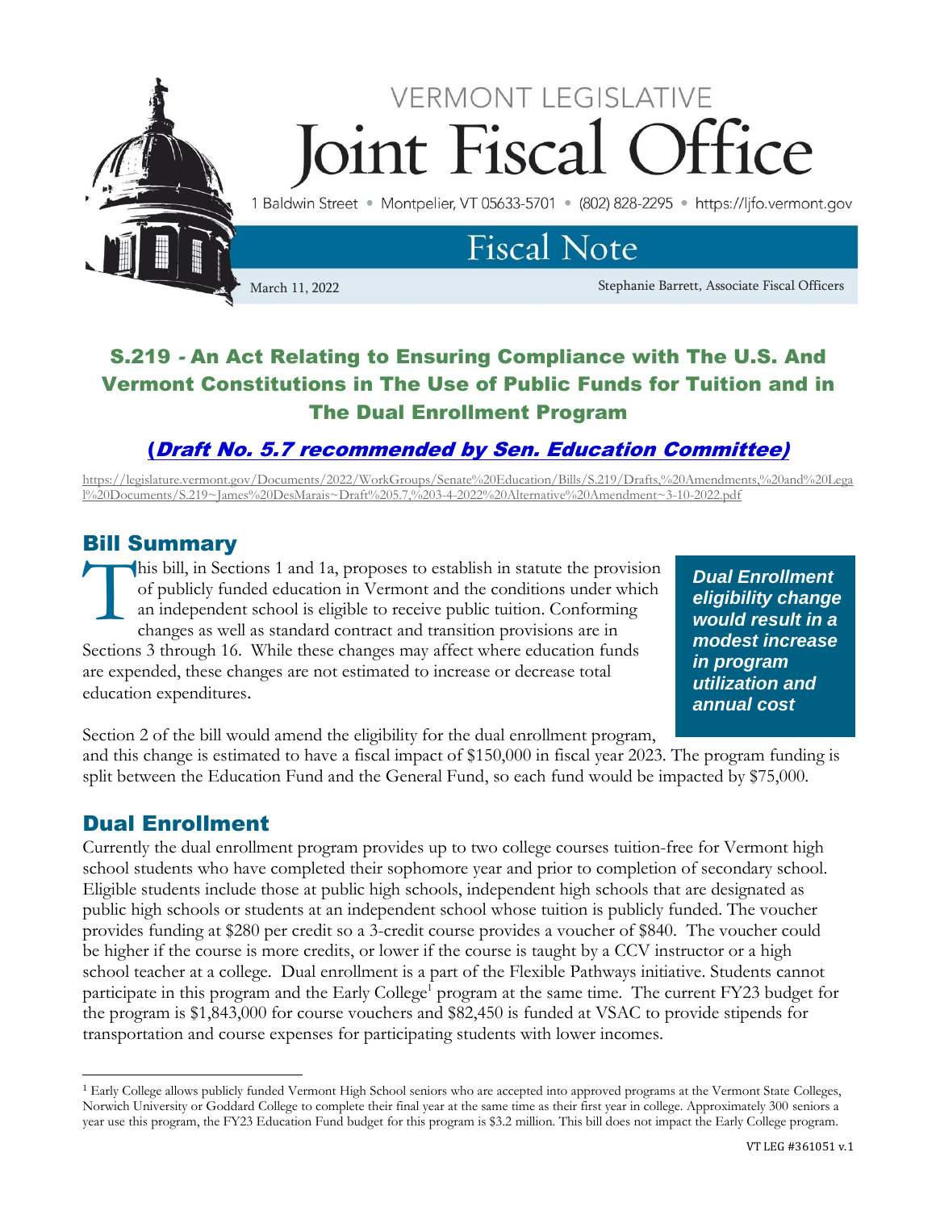VERMONT LEGISLATIVE

# Joint Fiscal Office

1 Baldwin Street • Montpelier, VT 05633-5701 • (802) 828-2295 • https://ljfo.vermont.gov

## Fiscal Note

March 11, 2022

Stephanie Barrett, Associate Fiscal Officers

## S.219 - An Act Relating to Ensuring Compliance with The U.S. And Vermont Constitutions in The Use of Public Funds for Tuition and in The Dual Enrollment Program

### (*Draft No. 5.7 recommended by Sen. Education Committee)*

https://legislature.vermont.gov/Documents/2022/WorkGroups/Senate%20Education/Bills/S.219/Drafts,%20Amendments,%20and%20Legal%20Documents/S.219~James%20DesMarais~Draft%205.7,%203-4-2022%20Alternative%20Amendment~3-10-2022.pdf

## Bill Summary

This bill, in Sections 1 and 1a, proposes to establish in statute the provision of publicly funded education in Vermont and the conditions under which an independent school is eligible to receive public tuition. Conforming changes as well as standard contract and transition provisions are in Sections 3 through 16. While these changes may affect where education funds are expended, these changes are not estimated to increase or decrease total education expenditures.

***Dual Enrollment eligibility change would result in a modest increase in program utilization and annual cost***

Section 2 of the bill would amend the eligibility for the dual enrollment program, and this change is estimated to have a fiscal impact of $150,000 in fiscal year 2023. The program funding is split between the Education Fund and the General Fund, so each fund would be impacted by $75,000.

## Dual Enrollment

Currently the dual enrollment program provides up to two college courses tuition-free for Vermont high school students who have completed their sophomore year and prior to completion of secondary school. Eligible students include those at public high schools, independent high schools that are designated as public high schools or students at an independent school whose tuition is publicly funded. The voucher provides funding at $280 per credit so a 3-credit course provides a voucher of $840. The voucher could be higher if the course is more credits, or lower if the course is taught by a CCV instructor or a high school teacher at a college. Dual enrollment is a part of the Flexible Pathways initiative. Students cannot participate in this program and the Early College[1] program at the same time. The current FY23 budget for the program is $1,843,000 for course vouchers and $82,450 is funded at VSAC to provide stipends for transportation and course expenses for participating students with lower incomes.

[1] Early College allows publicly funded Vermont High School seniors who are accepted into approved programs at the Vermont State Colleges, Norwich University or Goddard College to complete their final year at the same time as their first year in college. Approximately 300 seniors a year use this program, the FY23 Education Fund budget for this program is $3.2 million. This bill does not impact the Early College program.

VT LEG #361051 v.1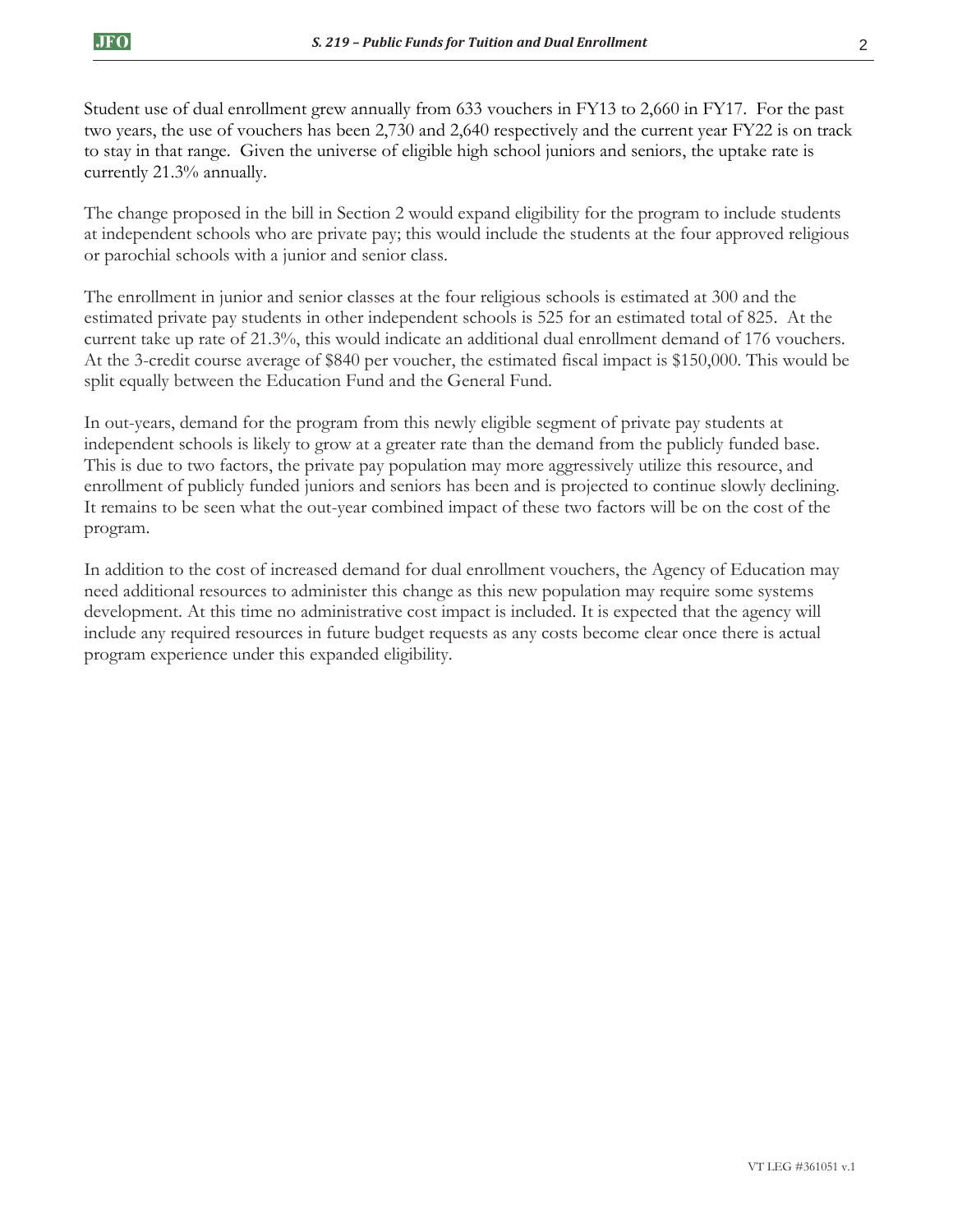Student use of dual enrollment grew annually from 633 vouchers in FY13 to 2,660 in FY17. For the past two years, the use of vouchers has been 2,730 and 2,640 respectively and the current year FY22 is on track to stay in that range. Given the universe of eligible high school juniors and seniors, the uptake rate is currently 21.3% annually.

The change proposed in the bill in Section 2 would expand eligibility for the program to include students at independent schools who are private pay; this would include the students at the four approved religious or parochial schools with a junior and senior class.

The enrollment in junior and senior classes at the four religious schools is estimated at 300 and the estimated private pay students in other independent schools is 525 for an estimated total of 825. At the current take up rate of 21.3%, this would indicate an additional dual enrollment demand of 176 vouchers. At the 3-credit course average of $840 per voucher, the estimated fiscal impact is $150,000. This would be split equally between the Education Fund and the General Fund.

In out-years, demand for the program from this newly eligible segment of private pay students at independent schools is likely to grow at a greater rate than the demand from the publicly funded base. This is due to two factors, the private pay population may more aggressively utilize this resource, and enrollment of publicly funded juniors and seniors has been and is projected to continue slowly declining. It remains to be seen what the out-year combined impact of these two factors will be on the cost of the program.

In addition to the cost of increased demand for dual enrollment vouchers, the Agency of Education may need additional resources to administer this change as this new population may require some systems development. At this time no administrative cost impact is included. It is expected that the agency will include any required resources in future budget requests as any costs become clear once there is actual program experience under this expanded eligibility.

VT LEG #361051 v.1